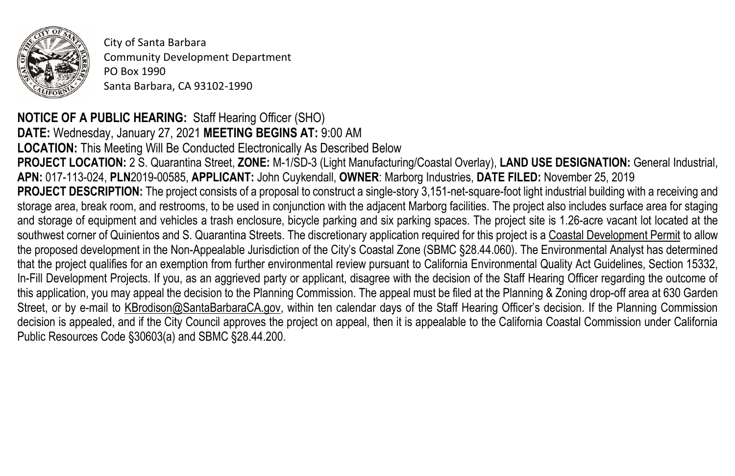City of Santa Barbara
Community Development Department
PO Box 1990
Santa Barbara, CA 93102-1990

**NOTICE OF A PUBLIC HEARING:** Staff Hearing Officer (SHO)
**DATE:** Wednesday, January 27, 2021 **MEETING BEGINS AT:** 9:00 AM
**LOCATION:** This Meeting Will Be Conducted Electronically As Described Below
**PROJECT LOCATION:** 2 S. Quarantina Street, **ZONE:** M-1/SD-3 (Light Manufacturing/Coastal Overlay), **LAND USE DESIGNATION:** General Industrial, **APN:** 017-113-024, **PLN**2019-00585, **APPLICANT:** John Cuykendall, **OWNER**: Marborg Industries, **DATE FILED:** November 25, 2019
**PROJECT DESCRIPTION:** The project consists of a proposal to construct a single-story 3,151-net-square-foot light industrial building with a receiving and storage area, break room, and restrooms, to be used in conjunction with the adjacent Marborg facilities. The project also includes surface area for staging and storage of equipment and vehicles a trash enclosure, bicycle parking and six parking spaces. The project site is 1.26-acre vacant lot located at the southwest corner of Quinientos and S. Quarantina Streets. The discretionary application required for this project is a Coastal Development Permit to allow the proposed development in the Non-Appealable Jurisdiction of the City's Coastal Zone (SBMC §28.44.060). The Environmental Analyst has determined that the project qualifies for an exemption from further environmental review pursuant to California Environmental Quality Act Guidelines, Section 15332, In-Fill Development Projects. If you, as an aggrieved party or applicant, disagree with the decision of the Staff Hearing Officer regarding the outcome of this application, you may appeal the decision to the Planning Commission. The appeal must be filed at the Planning & Zoning drop-off area at 630 Garden Street, or by e-mail to KBrodison@SantaBarbaraCA.gov, within ten calendar days of the Staff Hearing Officer's decision. If the Planning Commission decision is appealed, and if the City Council approves the project on appeal, then it is appealable to the California Coastal Commission under California Public Resources Code §30603(a) and SBMC §28.44.200.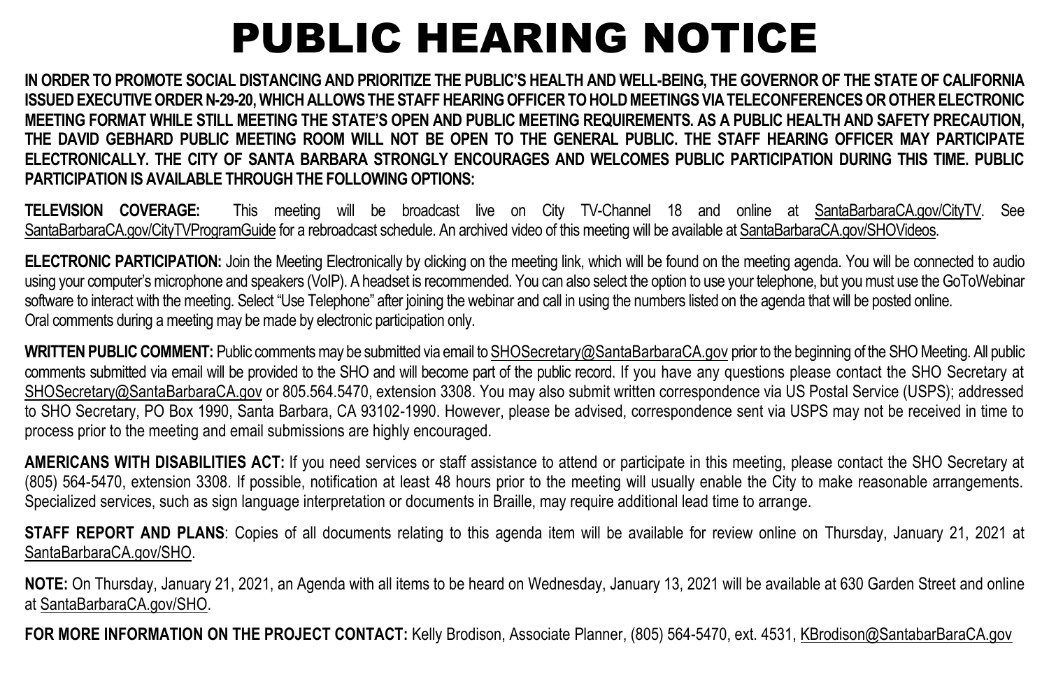# PUBLIC HEARING NOTICE

**IN ORDER TO PROMOTE SOCIAL DISTANCING AND PRIORITIZE THE PUBLIC'S HEALTH AND WELL-BEING, THE GOVERNOR OF THE STATE OF CALIFORNIA ISSUED EXECUTIVE ORDER N-29-20, WHICH ALLOWS THE STAFF HEARING OFFICER TO HOLD MEETINGS VIA TELECONFERENCES OR OTHER ELECTRONIC MEETING FORMAT WHILE STILL MEETING THE STATE'S OPEN AND PUBLIC MEETING REQUIREMENTS. AS A PUBLIC HEALTH AND SAFETY PRECAUTION, THE DAVID GEBHARD PUBLIC MEETING ROOM WILL NOT BE OPEN TO THE GENERAL PUBLIC. THE STAFF HEARING OFFICER MAY PARTICIPATE ELECTRONICALLY. THE CITY OF SANTA BARBARA STRONGLY ENCOURAGES AND WELCOMES PUBLIC PARTICIPATION DURING THIS TIME. PUBLIC PARTICIPATION IS AVAILABLE THROUGH THE FOLLOWING OPTIONS:**

**TELEVISION COVERAGE:** This meeting will be broadcast live on City TV-Channel 18 and online at SantaBarbaraCA.gov/CityTV. See SantaBarbaraCA.gov/CityTVProgramGuide for a rebroadcast schedule. An archived video of this meeting will be available at SantaBarbaraCA.gov/SHOVideos.

**ELECTRONIC PARTICIPATION:** Join the Meeting Electronically by clicking on the meeting link, which will be found on the meeting agenda. You will be connected to audio using your computer's microphone and speakers (VoIP). A headset is recommended. You can also select the option to use your telephone, but you must use the GoToWebinar software to interact with the meeting. Select "Use Telephone" after joining the webinar and call in using the numbers listed on the agenda that will be posted online.
Oral comments during a meeting may be made by electronic participation only.

**WRITTEN PUBLIC COMMENT:** Public comments may be submitted via email to SHOSecretary@SantaBarbaraCA.gov prior to the beginning of the SHO Meeting. All public comments submitted via email will be provided to the SHO and will become part of the public record. If you have any questions please contact the SHO Secretary at SHOSecretary@SantaBarbaraCA.gov or 805.564.5470, extension 3308. You may also submit written correspondence via US Postal Service (USPS); addressed to SHO Secretary, PO Box 1990, Santa Barbara, CA 93102-1990. However, please be advised, correspondence sent via USPS may not be received in time to process prior to the meeting and email submissions are highly encouraged.

**AMERICANS WITH DISABILITIES ACT:** If you need services or staff assistance to attend or participate in this meeting, please contact the SHO Secretary at (805) 564-5470, extension 3308. If possible, notification at least 48 hours prior to the meeting will usually enable the City to make reasonable arrangements. Specialized services, such as sign language interpretation or documents in Braille, may require additional lead time to arrange.

**STAFF REPORT AND PLANS**: Copies of all documents relating to this agenda item will be available for review online on Thursday, January 21, 2021 at SantaBarbaraCA.gov/SHO.

**NOTE:** On Thursday, January 21, 2021, an Agenda with all items to be heard on Wednesday, January 13, 2021 will be available at 630 Garden Street and online at SantaBarbaraCA.gov/SHO.

**FOR MORE INFORMATION ON THE PROJECT CONTACT:** Kelly Brodison, Associate Planner, (805) 564-5470, ext. 4531, KBrodison@SantabarBaraCA.gov